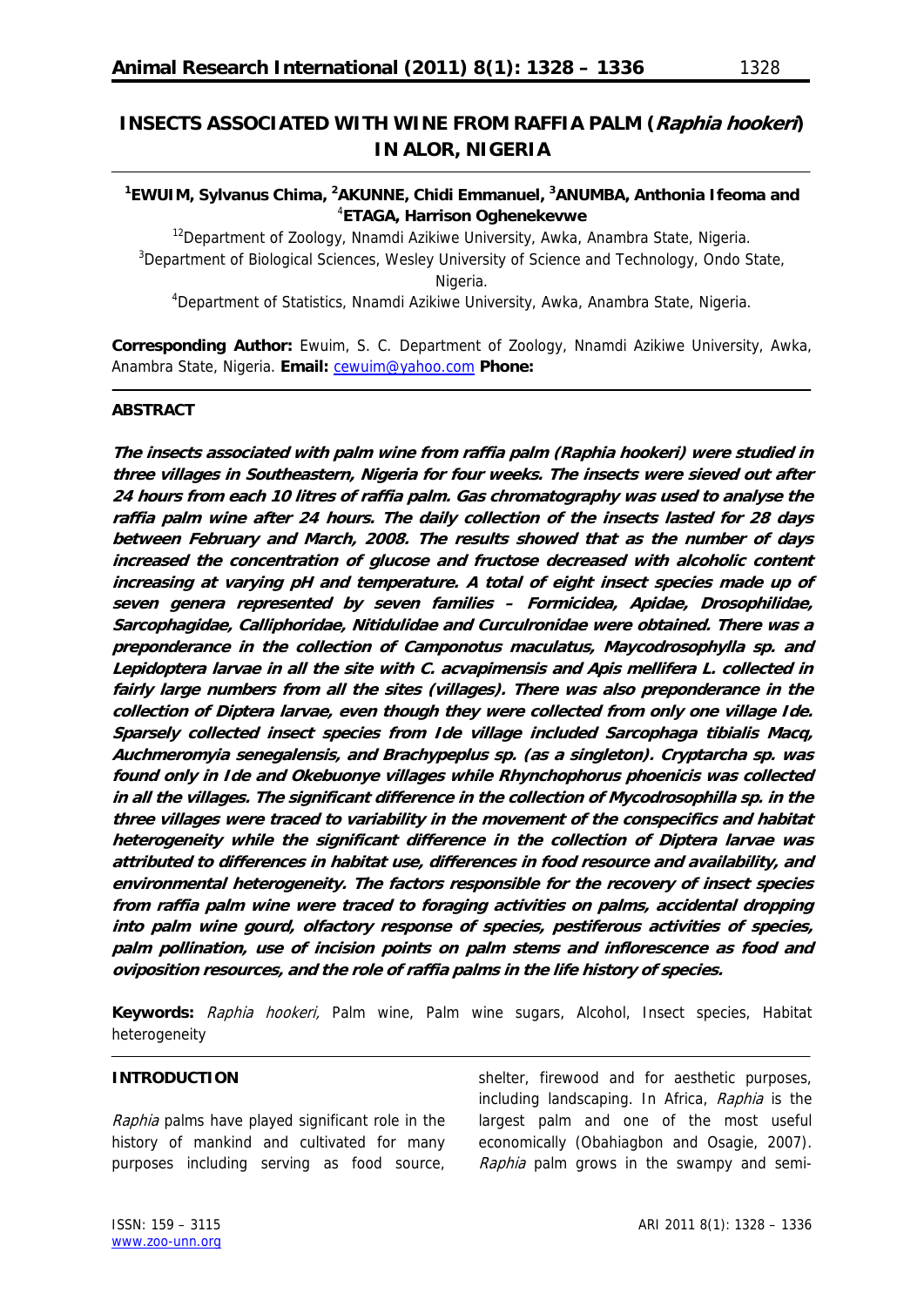# INSECTS ASSOCIATED WITH WINE FROM RAFFIA PALM (*Raphia hookeri*) IN ALOR, NIGERIA

**[1]EWUIM, Sylvanus Chima, [2]AKUNNE, Chidi Emmanuel, [3]ANUMBA, Anthonia Ifeoma and [4]ETAGA, Harrison Oghenekevwe**

[12]Department of Zoology, Nnamdi Azikiwe University, Awka, Anambra State, Nigeria.
[3]Department of Biological Sciences, Wesley University of Science and Technology, Ondo State, Nigeria.
[4]Department of Statistics, Nnamdi Azikiwe University, Awka, Anambra State, Nigeria.

**Corresponding Author:** Ewuim, S. C. Department of Zoology, Nnamdi Azikiwe University, Awka, Anambra State, Nigeria. **Email:** cewuim@yahoo.com **Phone:**

## ABSTRACT

***The insects associated with palm wine from raffia palm (Raphia hookeri) were studied in three villages in Southeastern, Nigeria for four weeks. The insects were sieved out after 24 hours from each 10 litres of raffia palm. Gas chromatography was used to analyse the raffia palm wine after 24 hours. The daily collection of the insects lasted for 28 days between February and March, 2008. The results showed that as the number of days increased the concentration of glucose and fructose decreased with alcoholic content increasing at varying pH and temperature. A total of eight insect species made up of seven genera represented by seven families – Formicidea, Apidae, Drosophilidae, Sarcophagidae, Calliphoridae, Nitidulidae and Curculronidae were obtained. There was a preponderance in the collection of Camponotus maculatus, Maycodrosophylla sp. and Lepidoptera larvae in all the site with C. acvapimensis and Apis mellifera L. collected in fairly large numbers from all the sites (villages). There was also preponderance in the collection of Diptera larvae, even though they were collected from only one village Ide. Sparsely collected insect species from Ide village included Sarcophaga tibialis Macq, Auchmeromyia senegalensis, and Brachypeplus sp. (as a singleton). Cryptarcha sp. was found only in Ide and Okebuonye villages while Rhynchophorus phoenicis was collected in all the villages. The significant difference in the collection of Mycodrosophilla sp. in the three villages were traced to variability in the movement of the conspecifics and habitat heterogeneity while the significant difference in the collection of Diptera larvae was attributed to differences in habitat use, differences in food resource and availability, and environmental heterogeneity. The factors responsible for the recovery of insect species from raffia palm wine were traced to foraging activities on palms, accidental dropping into palm wine gourd, olfactory response of species, pestiferous activities of species, palm pollination, use of incision points on palm stems and inflorescence as food and oviposition resources, and the role of raffia palms in the life history of species.***

**Keywords:** *Raphia hookeri,* Palm wine, Palm wine sugars, Alcohol, Insect species, Habitat heterogeneity

## INTRODUCTION

*Raphia* palms have played significant role in the history of mankind and cultivated for many purposes including serving as food source, shelter, firewood and for aesthetic purposes, including landscaping. In Africa, *Raphia* is the largest palm and one of the most useful economically (Obahiagbon and Osagie, 2007). *Raphia* palm grows in the swampy and semi-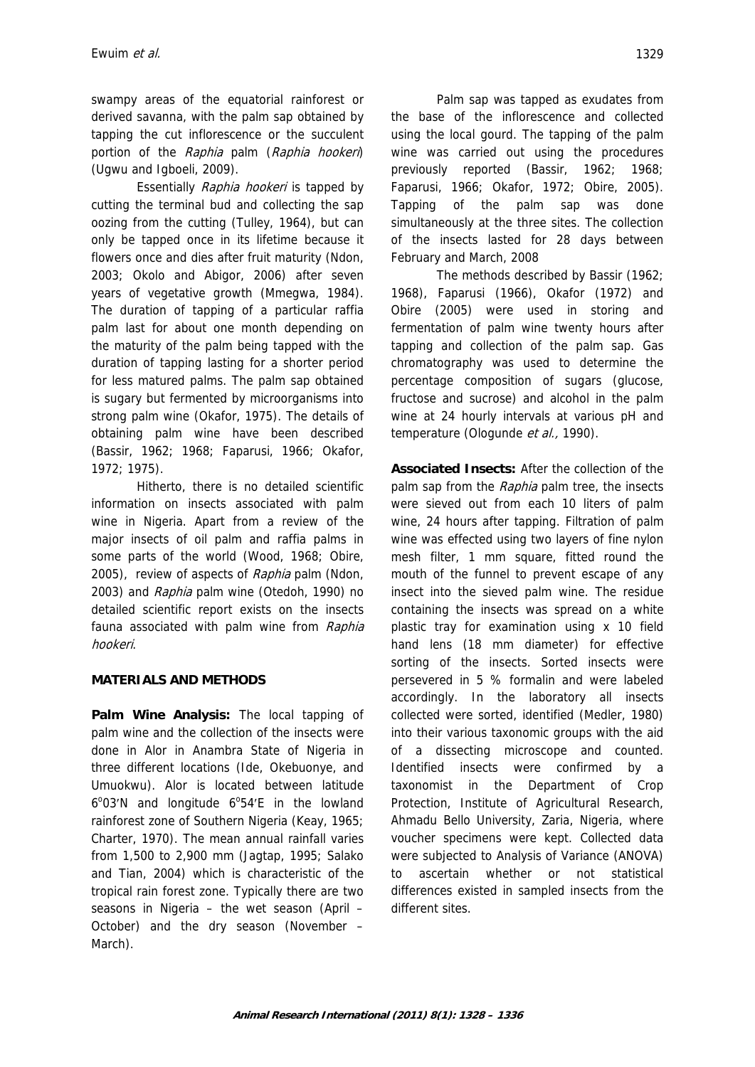swampy areas of the equatorial rainforest or derived savanna, with the palm sap obtained by tapping the cut inflorescence or the succulent portion of the *Raphia* palm (*Raphia hookeri*) (Ugwu and Igboeli, 2009).

Essentially *Raphia hookeri* is tapped by cutting the terminal bud and collecting the sap oozing from the cutting (Tulley, 1964), but can only be tapped once in its lifetime because it flowers once and dies after fruit maturity (Ndon, 2003; Okolo and Abigor, 2006) after seven years of vegetative growth (Mmegwa, 1984). The duration of tapping of a particular raffia palm last for about one month depending on the maturity of the palm being tapped with the duration of tapping lasting for a shorter period for less matured palms. The palm sap obtained is sugary but fermented by microorganisms into strong palm wine (Okafor, 1975). The details of obtaining palm wine have been described (Bassir, 1962; 1968; Faparusi, 1966; Okafor, 1972; 1975).

Hitherto, there is no detailed scientific information on insects associated with palm wine in Nigeria. Apart from a review of the major insects of oil palm and raffia palms in some parts of the world (Wood, 1968; Obire, 2005), review of aspects of *Raphia* palm (Ndon, 2003) and *Raphia* palm wine (Otedoh, 1990) no detailed scientific report exists on the insects fauna associated with palm wine from *Raphia hookeri*.

## MATERIALS AND METHODS

**Palm Wine Analysis:** The local tapping of palm wine and the collection of the insects were done in Alor in Anambra State of Nigeria in three different locations (Ide, Okebuonye, and Umuokwu). Alor is located between latitude 6°03′N and longitude 6°54′E in the lowland rainforest zone of Southern Nigeria (Keay, 1965; Charter, 1970). The mean annual rainfall varies from 1,500 to 2,900 mm (Jagtap, 1995; Salako and Tian, 2004) which is characteristic of the tropical rain forest zone. Typically there are two seasons in Nigeria – the wet season (April – October) and the dry season (November – March).

Palm sap was tapped as exudates from the base of the inflorescence and collected using the local gourd. The tapping of the palm wine was carried out using the procedures previously reported (Bassir, 1962; 1968; Faparusi, 1966; Okafor, 1972; Obire, 2005). Tapping of the palm sap was done simultaneously at the three sites. The collection of the insects lasted for 28 days between February and March, 2008

The methods described by Bassir (1962; 1968), Faparusi (1966), Okafor (1972) and Obire (2005) were used in storing and fermentation of palm wine twenty hours after tapping and collection of the palm sap. Gas chromatography was used to determine the percentage composition of sugars (glucose, fructose and sucrose) and alcohol in the palm wine at 24 hourly intervals at various pH and temperature (Ologunde *et al.,* 1990).

**Associated Insects:** After the collection of the palm sap from the *Raphia* palm tree, the insects were sieved out from each 10 liters of palm wine, 24 hours after tapping. Filtration of palm wine was effected using two layers of fine nylon mesh filter, 1 mm square, fitted round the mouth of the funnel to prevent escape of any insect into the sieved palm wine. The residue containing the insects was spread on a white plastic tray for examination using x 10 field hand lens (18 mm diameter) for effective sorting of the insects. Sorted insects were persevered in 5 % formalin and were labeled accordingly. In the laboratory all insects collected were sorted, identified (Medler, 1980) into their various taxonomic groups with the aid of a dissecting microscope and counted. Identified insects were confirmed by a taxonomist in the Department of Crop Protection, Institute of Agricultural Research, Ahmadu Bello University, Zaria, Nigeria, where voucher specimens were kept. Collected data were subjected to Analysis of Variance (ANOVA) to ascertain whether or not statistical differences existed in sampled insects from the different sites.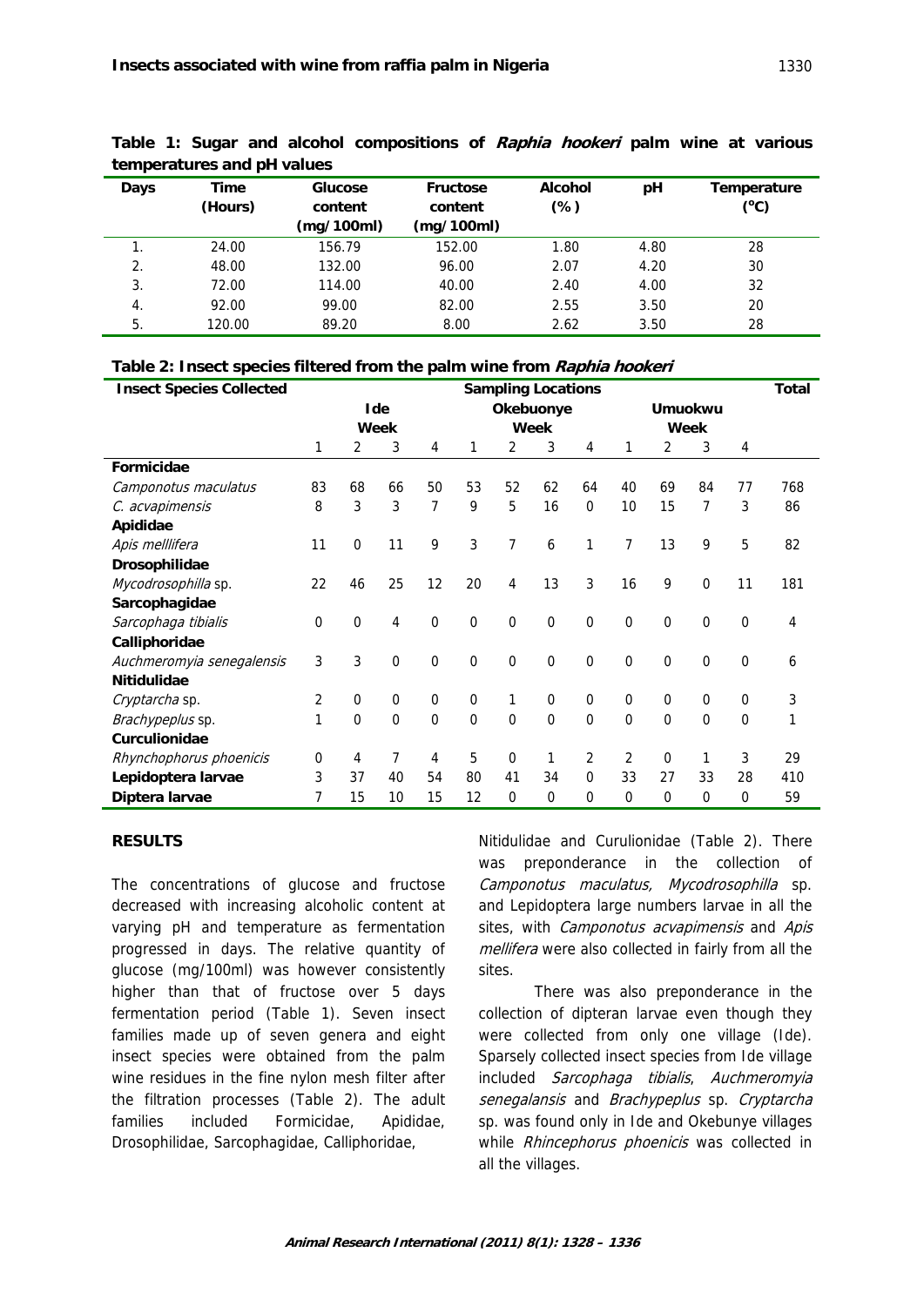**Table 1: Sugar and alcohol compositions of *Raphia hookeri* palm wine at various temperatures and pH values**

| Days | Time (Hours) | Glucose content (mg/100ml) | Fructose content (mg/100ml) | Alcohol (%) | pH | Temperature (°C) |
|---|---|---|---|---|---|---|
| 1. | 24.00 | 156.79 | 152.00 | 1.80 | 4.80 | 28 |
| 2. | 48.00 | 132.00 | 96.00 | 2.07 | 4.20 | 30 |
| 3. | 72.00 | 114.00 | 40.00 | 2.40 | 4.00 | 32 |
| 4. | 92.00 | 99.00 | 82.00 | 2.55 | 3.50 | 20 |
| 5. | 120.00 | 89.20 | 8.00 | 2.62 | 3.50 | 28 |

**Table 2: Insect species filtered from the palm wine from *Raphia hookeri***

| Insect Species Collected | Sampling Locations | | | | | | | | | | | | Total |
|---|---|---|---|---|---|---|---|---|---|---|---|---|---|
| | Ide | | | | Okebuonye | | | | Umuokwu | | | | |
| | Week | | | | Week | | | | Week | | | | |
| | 1 | 2 | 3 | 4 | 1 | 2 | 3 | 4 | 1 | 2 | 3 | 4 | |
| **Formicidae** | | | | | | | | | | | | | |
| *Camponotus maculatus* | 83 | 68 | 66 | 50 | 53 | 52 | 62 | 64 | 40 | 69 | 84 | 77 | 768 |
| *C. acvapimensis* | 8 | 3 | 3 | 7 | 9 | 5 | 16 | 0 | 10 | 15 | 7 | 3 | 86 |
| **Apididae** | | | | | | | | | | | | | |
| *Apis melllifera* | 11 | 0 | 11 | 9 | 3 | 7 | 6 | 1 | 7 | 13 | 9 | 5 | 82 |
| **Drosophilidae** | | | | | | | | | | | | | |
| *Mycodrosophilla* sp. | 22 | 46 | 25 | 12 | 20 | 4 | 13 | 3 | 16 | 9 | 0 | 11 | 181 |
| **Sarcophagidae** | | | | | | | | | | | | | |
| *Sarcophaga tibialis* | 0 | 0 | 4 | 0 | 0 | 0 | 0 | 0 | 0 | 0 | 0 | 0 | 4 |
| **Calliphoridae** | | | | | | | | | | | | | |
| *Auchmeromyia senegalensis* | 3 | 3 | 0 | 0 | 0 | 0 | 0 | 0 | 0 | 0 | 0 | 0 | 6 |
| **Nitidulidae** | | | | | | | | | | | | | |
| *Cryptarcha* sp. | 2 | 0 | 0 | 0 | 0 | 1 | 0 | 0 | 0 | 0 | 0 | 0 | 3 |
| *Brachypeplus* sp. | 1 | 0 | 0 | 0 | 0 | 0 | 0 | 0 | 0 | 0 | 0 | 0 | 1 |
| **Curculionidae** | | | | | | | | | | | | | |
| *Rhynchophorus phoenicis* | 0 | 4 | 7 | 4 | 5 | 0 | 1 | 2 | 2 | 0 | 1 | 3 | 29 |
| **Lepidoptera larvae** | 3 | 37 | 40 | 54 | 80 | 41 | 34 | 0 | 33 | 27 | 33 | 28 | 410 |
| **Diptera larvae** | 7 | 15 | 10 | 15 | 12 | 0 | 0 | 0 | 0 | 0 | 0 | 0 | 59 |

## RESULTS

The concentrations of glucose and fructose decreased with increasing alcoholic content at varying pH and temperature as fermentation progressed in days. The relative quantity of glucose (mg/100ml) was however consistently higher than that of fructose over 5 days fermentation period (Table 1). Seven insect families made up of seven genera and eight insect species were obtained from the palm wine residues in the fine nylon mesh filter after the filtration processes (Table 2). The adult families included Formicidae, Apididae, Drosophilidae, Sarcophagidae, Calliphoridae, Nitidulidae and Curulionidae (Table 2). There was preponderance in the collection of *Camponotus maculatus, Mycodrosophilla* sp. and Lepidoptera large numbers larvae in all the sites, with *Camponotus acvapimensis* and *Apis mellifera* were also collected in fairly from all the sites.

There was also preponderance in the collection of dipteran larvae even though they were collected from only one village (Ide). Sparsely collected insect species from Ide village included *Sarcophaga tibialis*, *Auchmeromyia senegalansis* and *Brachypeplus* sp. *Cryptarcha* sp. was found only in Ide and Okebunye villages while *Rhincephorus phoenicis* was collected in all the villages.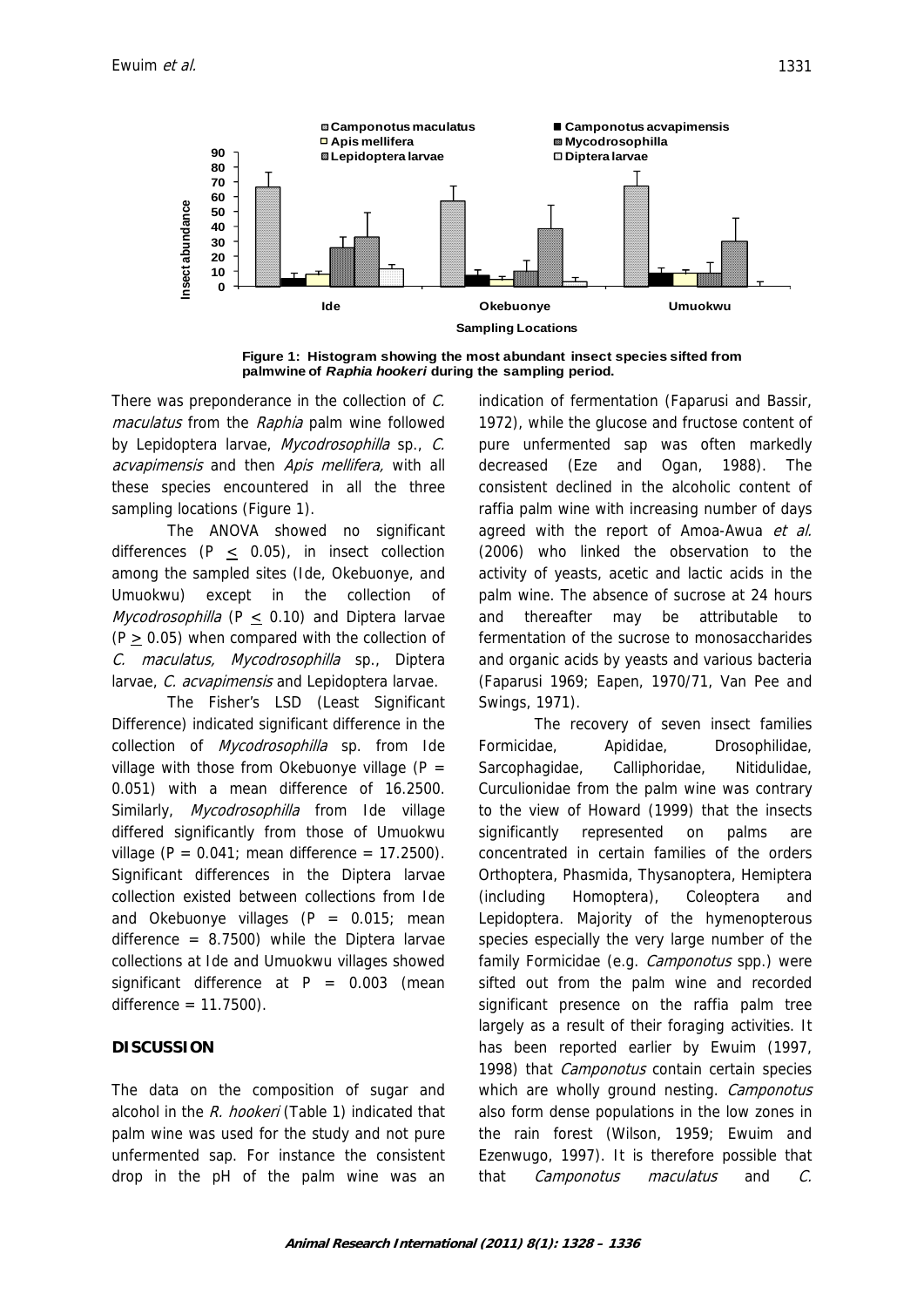**Figure 1: Histogram showing the most abundant insect species sifted from palmwine of *Raphia hookeri* during the sampling period.**

There was preponderance in the collection of *C. maculatus* from the *Raphia* palm wine followed by Lepidoptera larvae, *Mycodrosophilla* sp., *C. acvapimensis* and then *Apis mellifera,* with all these species encountered in all the three sampling locations (Figure 1).

The ANOVA showed no significant differences ($P \leq 0.05$), in insect collection among the sampled sites (Ide, Okebuonye, and Umuokwu) except in the collection of *Mycodrosophilla* ($P \leq 0.10$) and Diptera larvae ($P \geq 0.05$) when compared with the collection of *C. maculatus, Mycodrosophilla* sp., Diptera larvae, *C. acvapimensis* and Lepidoptera larvae.

The Fisher's LSD (Least Significant Difference) indicated significant difference in the collection of *Mycodrosophilla* sp. from Ide village with those from Okebuonye village ($P = 0.051$) with a mean difference of 16.2500. Similarly, *Mycodrosophilla* from Ide village differed significantly from those of Umuokwu village ($P = 0.041$; mean difference = 17.2500). Significant differences in the Diptera larvae collection existed between collections from Ide and Okebuonye villages ($P = 0.015$; mean difference = 8.7500) while the Diptera larvae collections at Ide and Umuokwu villages showed significant difference at $P = 0.003$ (mean difference = 11.7500).

## DISCUSSION

The data on the composition of sugar and alcohol in the *R. hookeri* (Table 1) indicated that palm wine was used for the study and not pure unfermented sap. For instance the consistent drop in the pH of the palm wine was an indication of fermentation (Faparusi and Bassir, 1972), while the glucose and fructose content of pure unfermented sap was often markedly decreased (Eze and Ogan, 1988). The consistent declined in the alcoholic content of raffia palm wine with increasing number of days agreed with the report of Amoa-Awua *et al.* (2006) who linked the observation to the activity of yeasts, acetic and lactic acids in the palm wine. The absence of sucrose at 24 hours and thereafter may be attributable to fermentation of the sucrose to monosaccharides and organic acids by yeasts and various bacteria (Faparusi 1969; Eapen, 1970/71, Van Pee and Swings, 1971).

The recovery of seven insect families Formicidae, Apididae, Drosophilidae, Sarcophagidae, Calliphoridae, Nitidulidae, Curculionidae from the palm wine was contrary to the view of Howard (1999) that the insects significantly represented on palms are concentrated in certain families of the orders Orthoptera, Phasmida, Thysanoptera, Hemiptera (including Homoptera), Coleoptera and Lepidoptera. Majority of the hymenopterous species especially the very large number of the family Formicidae (e.g. *Camponotus* spp.) were sifted out from the palm wine and recorded significant presence on the raffia palm tree largely as a result of their foraging activities. It has been reported earlier by Ewuim (1997, 1998) that *Camponotus* contain certain species which are wholly ground nesting. *Camponotus* also form dense populations in the low zones in the rain forest (Wilson, 1959; Ewuim and Ezenwugo, 1997). It is therefore possible that that *Camponotus maculatus* and *C.*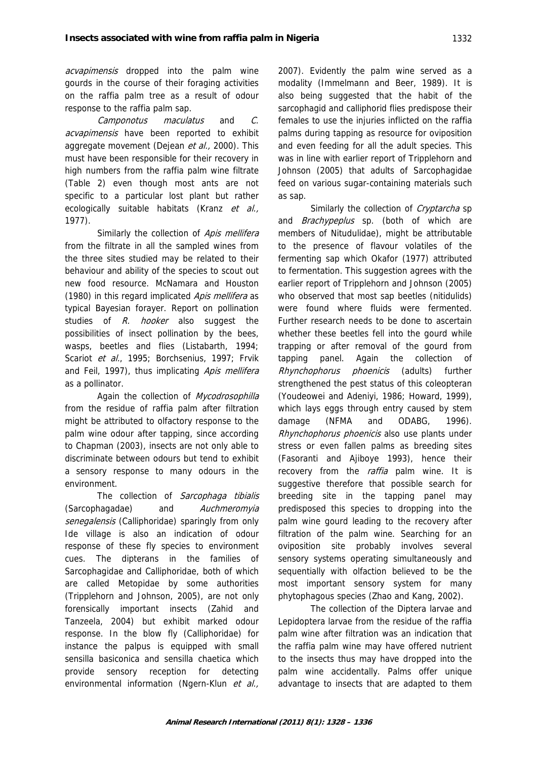*acvapimensis* dropped into the palm wine gourds in the course of their foraging activities on the raffia palm tree as a result of odour response to the raffia palm sap.

*Camponotus maculatus* and *C. acvapimensis* have been reported to exhibit aggregate movement (Dejean *et al.,* 2000). This must have been responsible for their recovery in high numbers from the raffia palm wine filtrate (Table 2) even though most ants are not specific to a particular lost plant but rather ecologically suitable habitats (Kranz *et al.,* 1977).

Similarly the collection of *Apis mellifera* from the filtrate in all the sampled wines from the three sites studied may be related to their behaviour and ability of the species to scout out new food resource. McNamara and Houston (1980) in this regard implicated *Apis mellifera* as typical Bayesian forayer. Report on pollination studies of *R. hooker* also suggest the possibilities of insect pollination by the bees, wasps, beetles and flies (Listabarth, 1994; Scariot *et al*., 1995; Borchsenius, 1997; Frvik and Feil, 1997), thus implicating *Apis mellifera* as a pollinator.

Again the collection of *Mycodrosophilla* from the residue of raffia palm after filtration might be attributed to olfactory response to the palm wine odour after tapping, since according to Chapman (2003), insects are not only able to discriminate between odours but tend to exhibit a sensory response to many odours in the environment.

The collection of *Sarcophaga tibialis* (Sarcophagadae) and *Auchmeromyia senegalensis* (Calliphoridae) sparingly from only Ide village is also an indication of odour response of these fly species to environment cues. The dipterans in the families of Sarcophagidae and Calliphoridae, both of which are called Metopidae by some authorities (Tripplehorn and Johnson, 2005), are not only forensically important insects (Zahid and Tanzeela, 2004) but exhibit marked odour response. In the blow fly (Calliphoridae) for instance the palpus is equipped with small sensilla basiconica and sensilla chaetica which provide sensory reception for detecting environmental information (Ngern-Klun *et al.,* 2007). Evidently the palm wine served as a modality (Immelmann and Beer, 1989). It is also being suggested that the habit of the sarcophagid and calliphorid flies predispose their females to use the injuries inflicted on the raffia palms during tapping as resource for oviposition and even feeding for all the adult species. This was in line with earlier report of Tripplehorn and Johnson (2005) that adults of Sarcophagidae feed on various sugar-containing materials such as sap.

Similarly the collection of *Cryptarcha* sp and *Brachypeplus* sp. (both of which are members of Nitudulidae), might be attributable to the presence of flavour volatiles of the fermenting sap which Okafor (1977) attributed to fermentation. This suggestion agrees with the earlier report of Tripplehorn and Johnson (2005) who observed that most sap beetles (nitidulids) were found where fluids were fermented. Further research needs to be done to ascertain whether these beetles fell into the gourd while trapping or after removal of the gourd from tapping panel. Again the collection of *Rhynchophorus phoenicis* (adults) further strengthened the pest status of this coleopteran (Youdeowei and Adeniyi, 1986; Howard, 1999), which lays eggs through entry caused by stem damage (NFMA and ODABG, 1996). *Rhynchophorus phoenicis* also use plants under stress or even fallen palms as breeding sites (Fasoranti and Ajiboye 1993), hence their recovery from the *raffia* palm wine. It is suggestive therefore that possible search for breeding site in the tapping panel may predisposed this species to dropping into the palm wine gourd leading to the recovery after filtration of the palm wine. Searching for an oviposition site probably involves several sensory systems operating simultaneously and sequentially with olfaction believed to be the most important sensory system for many phytophagous species (Zhao and Kang, 2002).

The collection of the Diptera larvae and Lepidoptera larvae from the residue of the raffia palm wine after filtration was an indication that the raffia palm wine may have offered nutrient to the insects thus may have dropped into the palm wine accidentally. Palms offer unique advantage to insects that are adapted to them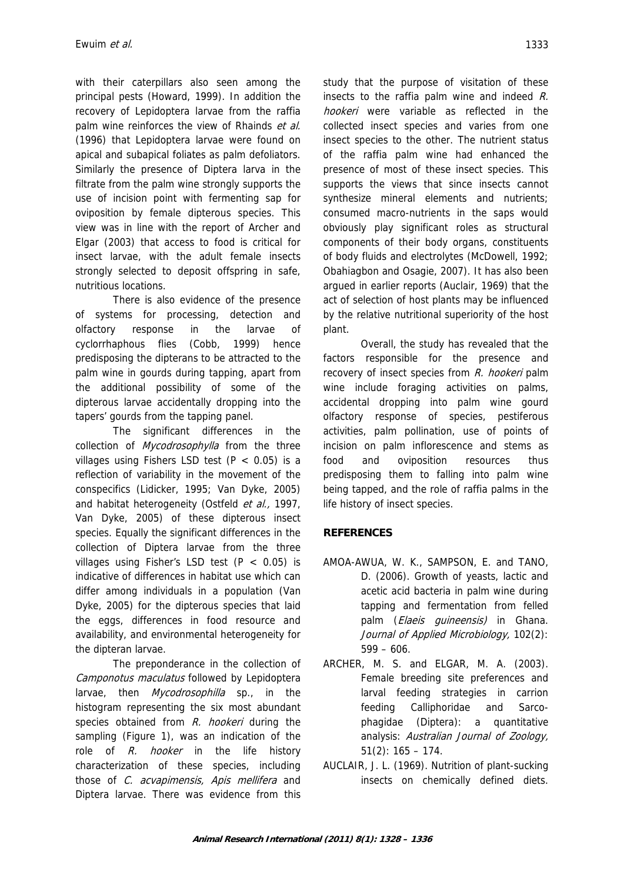with their caterpillars also seen among the principal pests (Howard, 1999). In addition the recovery of Lepidoptera larvae from the raffia palm wine reinforces the view of Rhainds *et al.* (1996) that Lepidoptera larvae were found on apical and subapical foliates as palm defoliators. Similarly the presence of Diptera larva in the filtrate from the palm wine strongly supports the use of incision point with fermenting sap for oviposition by female dipterous species. This view was in line with the report of Archer and Elgar (2003) that access to food is critical for insect larvae, with the adult female insects strongly selected to deposit offspring in safe, nutritious locations.

There is also evidence of the presence of systems for processing, detection and olfactory response in the larvae of cyclorrhaphous flies (Cobb, 1999) hence predisposing the dipterans to be attracted to the palm wine in gourds during tapping, apart from the additional possibility of some of the dipterous larvae accidentally dropping into the tapers' gourds from the tapping panel.

The significant differences in the collection of *Mycodrosophylla* from the three villages using Fishers LSD test ($P < 0.05$) is a reflection of variability in the movement of the conspecifics (Lidicker, 1995; Van Dyke, 2005) and habitat heterogeneity (Ostfeld *et al.,* 1997, Van Dyke, 2005) of these dipterous insect species. Equally the significant differences in the collection of Diptera larvae from the three villages using Fisher's LSD test ($P < 0.05$) is indicative of differences in habitat use which can differ among individuals in a population (Van Dyke, 2005) for the dipterous species that laid the eggs, differences in food resource and availability, and environmental heterogeneity for the dipteran larvae.

The preponderance in the collection of *Camponotus maculatus* followed by Lepidoptera larvae, then *Mycodrosophilla* sp., in the histogram representing the six most abundant species obtained from *R. hookeri* during the sampling (Figure 1), was an indication of the role of *R. hooker* in the life history characterization of these species, including those of *C. acvapimensis, Apis mellifera* and Diptera larvae. There was evidence from this study that the purpose of visitation of these insects to the raffia palm wine and indeed *R. hookeri* were variable as reflected in the collected insect species and varies from one insect species to the other. The nutrient status of the raffia palm wine had enhanced the presence of most of these insect species. This supports the views that since insects cannot synthesize mineral elements and nutrients; consumed macro-nutrients in the saps would obviously play significant roles as structural components of their body organs, constituents of body fluids and electrolytes (McDowell, 1992; Obahiagbon and Osagie, 2007). It has also been argued in earlier reports (Auclair, 1969) that the act of selection of host plants may be influenced by the relative nutritional superiority of the host plant.

Overall, the study has revealed that the factors responsible for the presence and recovery of insect species from *R. hookeri* palm wine include foraging activities on palms, accidental dropping into palm wine gourd olfactory response of species, pestiferous activities, palm pollination, use of points of incision on palm inflorescence and stems as food and oviposition resources thus predisposing them to falling into palm wine being tapped, and the role of raffia palms in the life history of insect species.

## REFERENCES

AMOA-AWUA, W. K., SAMPSON, E. and TANO, D. (2006). Growth of yeasts, lactic and acetic acid bacteria in palm wine during tapping and fermentation from felled palm (*Elaeis guineensis*) in Ghana. *Journal of Applied Microbiology,* 102(2): 599 – 606.

ARCHER, M. S. and ELGAR, M. A. (2003). Female breeding site preferences and larval feeding strategies in carrion feeding Calliphoridae and Sarcophagidae (Diptera): a quantitative analysis: *Australian Journal of Zoology,* 51(2): 165 – 174.

AUCLAIR, J. L. (1969). Nutrition of plant-sucking insects on chemically defined diets.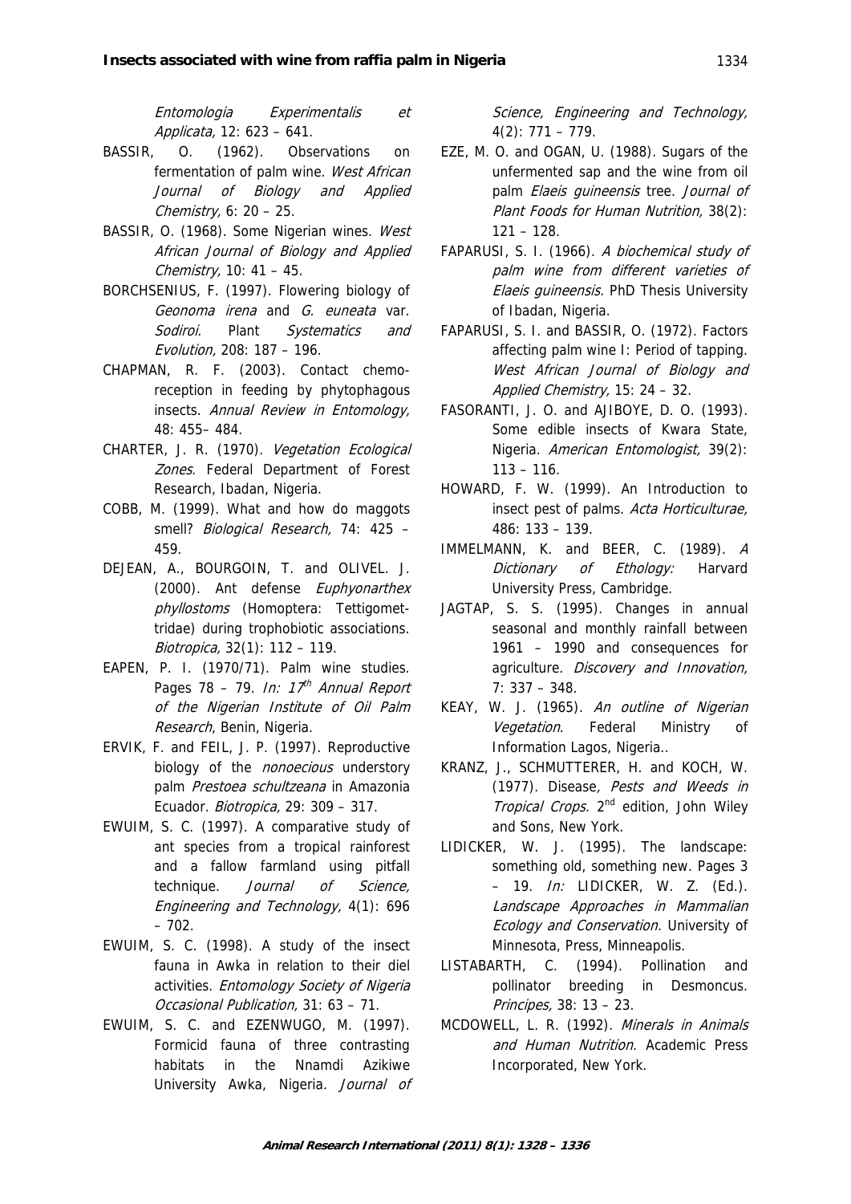*Entomologia Experimentalis et Applicata,* 12: 623 – 641.

BASSIR, O. (1962). Observations on fermentation of palm wine. *West African Journal of Biology and Applied Chemistry,* 6: 20 – 25.

BASSIR, O. (1968). Some Nigerian wines. *West African Journal of Biology and Applied Chemistry,* 10: 41 – 45.

BORCHSENIUS, F. (1997). Flowering biology of *Geonoma irena* and *G. euneata* var. *Sodiroi*. Plant *Systematics and Evolution,* 208: 187 – 196.

CHAPMAN, R. F. (2003). Contact chemo-reception in feeding by phytophagous insects. *Annual Review in Entomology,* 48: 455– 484.

CHARTER, J. R. (1970). *Vegetation Ecological Zones*. Federal Department of Forest Research, Ibadan, Nigeria.

COBB, M. (1999). What and how do maggots smell? *Biological Research,* 74: 425 – 459.

DEJEAN, A., BOURGOIN, T. and OLIVEL. J. (2000). Ant defense *Euphyonarthex phyllostoms* (Homoptera: Tettigomet-tridae) during trophobiotic associations. *Biotropica,* 32(1): 112 – 119.

EAPEN, P. I. (1970/71). Palm wine studies. Pages 78 – 79. *In: 17th Annual Report of the Nigerian Institute of Oil Palm Research*, Benin, Nigeria.

ERVIK, F. and FEIL, J. P. (1997). Reproductive biology of the *nonoecious* understory palm *Prestoea schultzeana* in Amazonia Ecuador. *Biotropica,* 29: 309 – 317.

EWUIM, S. C. (1997). A comparative study of ant species from a tropical rainforest and a fallow farmland using pitfall technique. *Journal of Science, Engineering and Technology,* 4(1): 696 – 702.

EWUIM, S. C. (1998). A study of the insect fauna in Awka in relation to their diel activities. *Entomology Society of Nigeria Occasional Publication,* 31: 63 – 71.

EWUIM, S. C. and EZENWUGO, M. (1997). Formicid fauna of three contrasting habitats in the Nnamdi Azikiwe University Awka, Nigeria. *Journal of Science, Engineering and Technology,* 4(2): 771 – 779.

EZE, M. O. and OGAN, U. (1988). Sugars of the unfermented sap and the wine from oil palm *Elaeis guineensis* tree. *Journal of Plant Foods for Human Nutrition,* 38(2): 121 – 128.

FAPARUSI, S. I. (1966). *A biochemical study of palm wine from different varieties of Elaeis guineensis.* PhD Thesis University of Ibadan, Nigeria.

FAPARUSI, S. I. and BASSIR, O. (1972). Factors affecting palm wine I: Period of tapping. *West African Journal of Biology and Applied Chemistry,* 15: 24 – 32.

FASORANTI, J. O. and AJIBOYE, D. O. (1993). Some edible insects of Kwara State, Nigeria. *American Entomologist,* 39(2): 113 – 116.

HOWARD, F. W. (1999). An Introduction to insect pest of palms. *Acta Horticulturae,* 486: 133 – 139.

IMMELMANN, K. and BEER, C. (1989). *A Dictionary of Ethology:* Harvard University Press, Cambridge.

JAGTAP, S. S. (1995). Changes in annual seasonal and monthly rainfall between 1961 – 1990 and consequences for agriculture. *Discovery and Innovation,* 7: 337 – 348.

KEAY, W. J. (1965). *An outline of Nigerian Vegetation*. Federal Ministry of Information Lagos, Nigeria..

KRANZ, J., SCHMUTTERER, H. and KOCH, W. (1977). Disease*, Pests and Weeds in Tropical Crops.* 2nd edition, John Wiley and Sons, New York.

LIDICKER, W. J. (1995). The landscape: something old, something new. Pages 3 – 19. *In:* LIDICKER, W. Z. (Ed.). *Landscape Approaches in Mammalian Ecology and Conservation.* University of Minnesota, Press, Minneapolis.

LISTABARTH, C. (1994). Pollination and pollinator breeding in Desmoncus. *Principes,* 38: 13 – 23.

MCDOWELL, L. R. (1992). *Minerals in Animals and Human Nutrition.* Academic Press Incorporated, New York.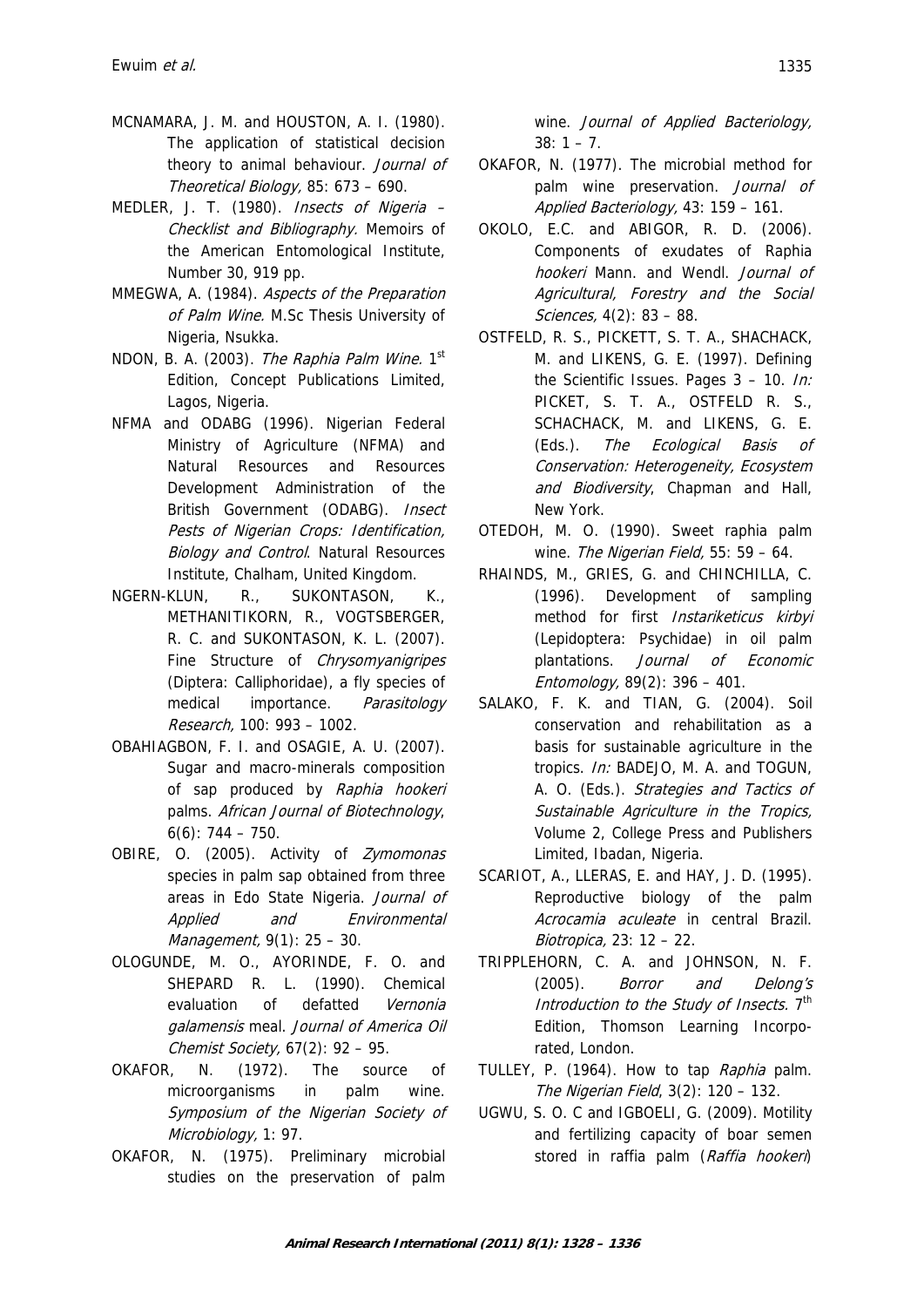MCNAMARA, J. M. and HOUSTON, A. I. (1980). The application of statistical decision theory to animal behaviour. *Journal of Theoretical Biology,* 85: 673 – 690.

MEDLER, J. T. (1980). *Insects of Nigeria – Checklist and Bibliography.* Memoirs of the American Entomological Institute, Number 30, 919 pp.

MMEGWA, A. (1984). *Aspects of the Preparation of Palm Wine.* M.Sc Thesis University of Nigeria, Nsukka.

NDON, B. A. (2003). *The Raphia Palm Wine.* 1st Edition, Concept Publications Limited, Lagos, Nigeria.

NFMA and ODABG (1996). Nigerian Federal Ministry of Agriculture (NFMA) and Natural Resources and Resources Development Administration of the British Government (ODABG). *Insect Pests of Nigerian Crops: Identification, Biology and Control.* Natural Resources Institute, Chalham, United Kingdom.

NGERN-KLUN, R., SUKONTASON, K., METHANITIKORN, R., VOGTSBERGER, R. C. and SUKONTASON, K. L. (2007). Fine Structure of *Chrysomyanigripes* (Diptera: Calliphoridae), a fly species of medical importance. *Parasitology Research,* 100: 993 – 1002.

OBAHIAGBON, F. I. and OSAGIE, A. U. (2007). Sugar and macro-minerals composition of sap produced by *Raphia hookeri* palms. *African Journal of Biotechnology*, 6(6): 744 – 750.

OBIRE, O. (2005). Activity of *Zymomonas* species in palm sap obtained from three areas in Edo State Nigeria. *Journal of Applied and Environmental Management,* 9(1): 25 – 30.

OLOGUNDE, M. O., AYORINDE, F. O. and SHEPARD R. L. (1990). Chemical evaluation of defatted *Vernonia galamensis* meal. *Journal of America Oil Chemist Society,* 67(2): 92 – 95.

OKAFOR, N. (1972). The source of microorganisms in palm wine. *Symposium of the Nigerian Society of Microbiology,* 1: 97.

OKAFOR, N. (1975). Preliminary microbial studies on the preservation of palm wine. *Journal of Applied Bacteriology,* 38: 1 – 7.

OKAFOR, N. (1977). The microbial method for palm wine preservation. *Journal of Applied Bacteriology,* 43: 159 – 161.

OKOLO, E.C. and ABIGOR, R. D. (2006). Components of exudates of Raphia *hookeri* Mann. and Wendl. *Journal of Agricultural, Forestry and the Social Sciences,* 4(2): 83 – 88.

OSTFELD, R. S., PICKETT, S. T. A., SHACHACK, M. and LIKENS, G. E. (1997). Defining the Scientific Issues. Pages 3 – 10. *In:* PICKET, S. T. A., OSTFELD R. S., SCHACHACK, M. and LIKENS, G. E. (Eds.). *The Ecological Basis of Conservation: Heterogeneity, Ecosystem and Biodiversity*, Chapman and Hall, New York.

OTEDOH, M. O. (1990). Sweet raphia palm wine. *The Nigerian Field,* 55: 59 – 64.

RHAINDS, M., GRIES, G. and CHINCHILLA, C. (1996). Development of sampling method for first *Instariketicus kirbyi* (Lepidoptera: Psychidae) in oil palm plantations. *Journal of Economic Entomology,* 89(2): 396 – 401.

SALAKO, F. K. and TIAN, G. (2004). Soil conservation and rehabilitation as a basis for sustainable agriculture in the tropics. *In:* BADEJO, M. A. and TOGUN, A. O. (Eds.). *Strategies and Tactics of Sustainable Agriculture in the Tropics,* Volume 2, College Press and Publishers Limited, Ibadan, Nigeria.

SCARIOT, A., LLERAS, E. and HAY, J. D. (1995). Reproductive biology of the palm *Acrocamia aculeate* in central Brazil. *Biotropica,* 23: 12 – 22.

TRIPPLEHORN, C. A. and JOHNSON, N. F. (2005). *Borror and Delong's Introduction to the Study of Insects.* 7th Edition, Thomson Learning Incorporated, London.

TULLEY, P. (1964). How to tap *Raphia* palm. *The Nigerian Field*, 3(2): 120 – 132.

UGWU, S. O. C and IGBOELI, G. (2009). Motility and fertilizing capacity of boar semen stored in raffia palm (*Raffia hookeri*)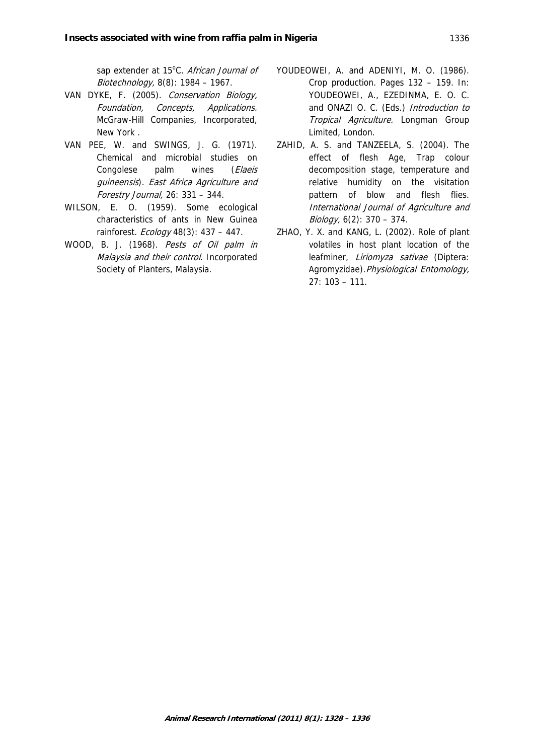sap extender at 15°C. *African Journal of Biotechnology,* 8(8): 1984 – 1967.

VAN DYKE, F. (2005). *Conservation Biology, Foundation, Concepts, Applications.* McGraw-Hill Companies, Incorporated, New York .

VAN PEE, W. and SWINGS, J. G. (1971). Chemical and microbial studies on Congolese palm wines (*Elaeis guineensis*). *East Africa Agriculture and Forestry Journal,* 26: 331 – 344.

WILSON, E. O. (1959). Some ecological characteristics of ants in New Guinea rainforest. *Ecology* 48(3): 437 – 447.

WOOD, B. J. (1968). *Pests of Oil palm in Malaysia and their control*. Incorporated Society of Planters, Malaysia.

YOUDEOWEI, A. and ADENIYI, M. O. (1986). Crop production. Pages 132 – 159. In: YOUDEOWEI, A., EZEDINMA, E. O. C. and ONAZI O. C. (Eds.) *Introduction to Tropical Agriculture.* Longman Group Limited, London.

ZAHID, A. S. and TANZEELA, S. (2004). The effect of flesh Age, Trap colour decomposition stage, temperature and relative humidity on the visitation pattern of blow and flesh flies. *International Journal of Agriculture and Biology,* 6(2): 370 – 374.

ZHAO, Y. X. and KANG, L. (2002). Role of plant volatiles in host plant location of the leafminer, *Liriomyza sativae* (Diptera: Agromyzidae).*Physiological Entomology,* 27: 103 – 111.